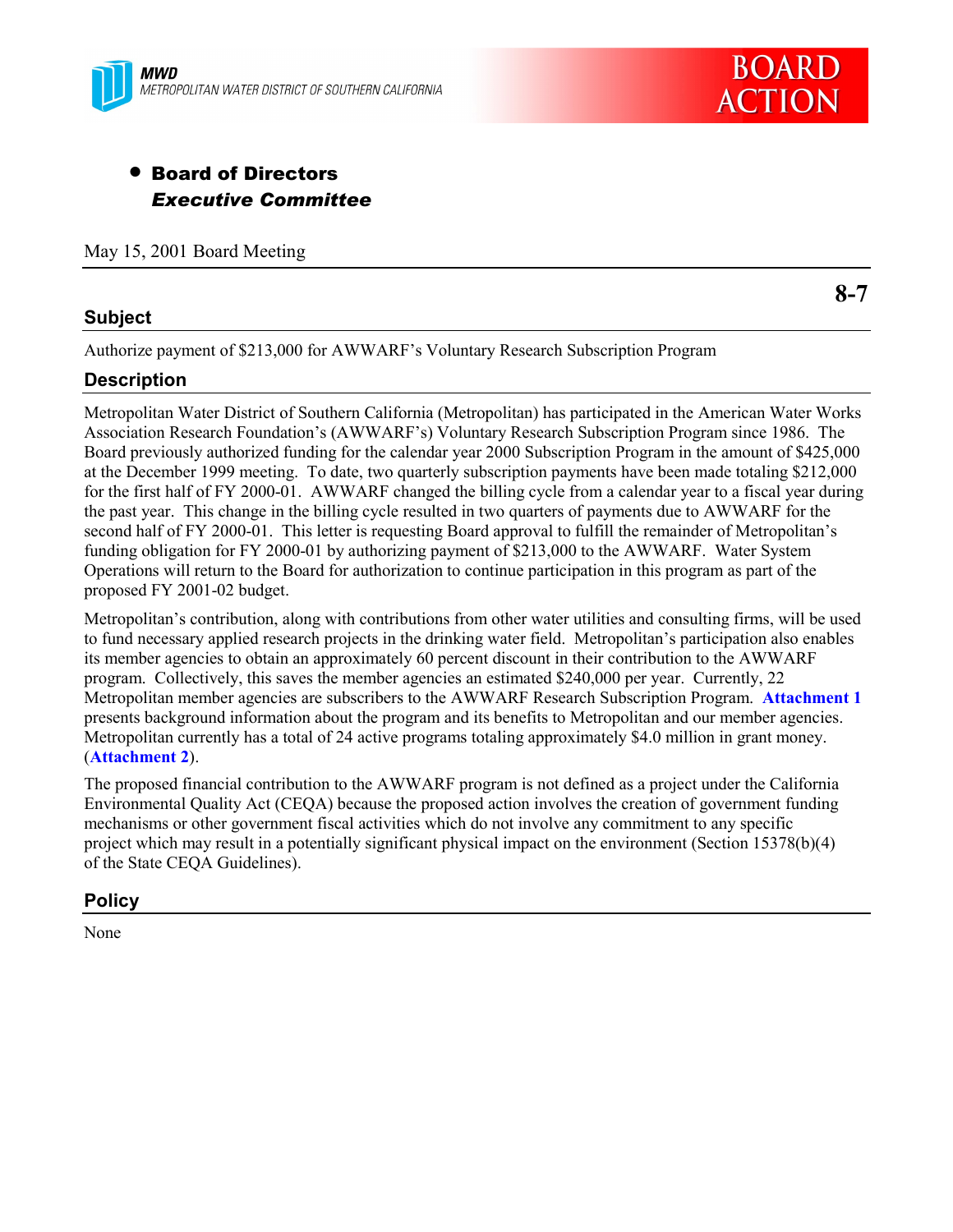MWD
METROPOLITAN WATER DISTRICT OF SOUTHERN CALIFORNIA

**BOARD ACTION**

- **Board of Directors**
  ***Executive Committee***

May 15, 2001 Board Meeting

**8-7**

## Subject

Authorize payment of $213,000 for AWWARF's Voluntary Research Subscription Program

## Description

Metropolitan Water District of Southern California (Metropolitan) has participated in the American Water Works Association Research Foundation's (AWWARF's) Voluntary Research Subscription Program since 1986. The Board previously authorized funding for the calendar year 2000 Subscription Program in the amount of $425,000 at the December 1999 meeting. To date, two quarterly subscription payments have been made totaling $212,000 for the first half of FY 2000-01. AWWARF changed the billing cycle from a calendar year to a fiscal year during the past year. This change in the billing cycle resulted in two quarters of payments due to AWWARF for the second half of FY 2000-01. This letter is requesting Board approval to fulfill the remainder of Metropolitan's funding obligation for FY 2000-01 by authorizing payment of $213,000 to the AWWARF. Water System Operations will return to the Board for authorization to continue participation in this program as part of the proposed FY 2001-02 budget.

Metropolitan's contribution, along with contributions from other water utilities and consulting firms, will be used to fund necessary applied research projects in the drinking water field. Metropolitan's participation also enables its member agencies to obtain an approximately 60 percent discount in their contribution to the AWWARF program. Collectively, this saves the member agencies an estimated $240,000 per year. Currently, 22 Metropolitan member agencies are subscribers to the AWWARF Research Subscription Program. **Attachment 1** presents background information about the program and its benefits to Metropolitan and our member agencies. Metropolitan currently has a total of 24 active programs totaling approximately $4.0 million in grant money. (**Attachment 2**).

The proposed financial contribution to the AWWARF program is not defined as a project under the California Environmental Quality Act (CEQA) because the proposed action involves the creation of government funding mechanisms or other government fiscal activities which do not involve any commitment to any specific project which may result in a potentially significant physical impact on the environment (Section 15378(b)(4) of the State CEQA Guidelines).

## Policy

None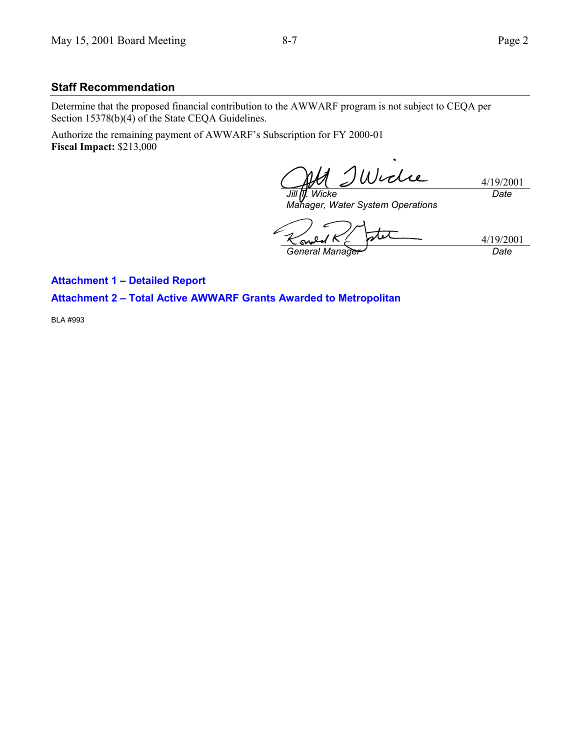## Staff Recommendation

Determine that the proposed financial contribution to the AWWARF program is not subject to CEQA per Section 15378(b)(4) of the State CEQA Guidelines.

Authorize the remaining payment of AWWARF's Subscription for FY 2000-01
**Fiscal Impact:** $213,000

4/19/2001
*Jill T. Wicke* — *Date*
*Manager, Water System Operations*

4/19/2001
*General Manager* — *Date*

**Attachment 1 – Detailed Report**

**Attachment 2 – Total Active AWWARF Grants Awarded to Metropolitan**

BLA #993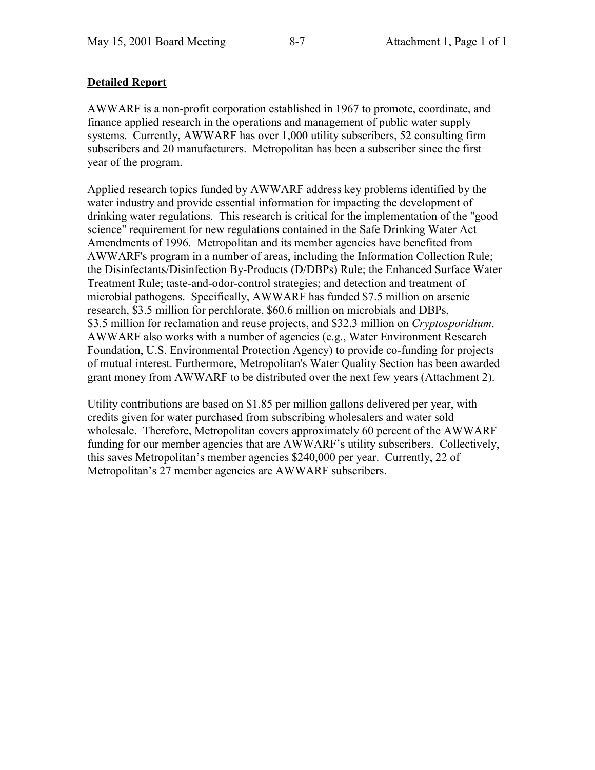## Detailed Report

AWWARF is a non-profit corporation established in 1967 to promote, coordinate, and finance applied research in the operations and management of public water supply systems. Currently, AWWARF has over 1,000 utility subscribers, 52 consulting firm subscribers and 20 manufacturers. Metropolitan has been a subscriber since the first year of the program.

Applied research topics funded by AWWARF address key problems identified by the water industry and provide essential information for impacting the development of drinking water regulations. This research is critical for the implementation of the "good science" requirement for new regulations contained in the Safe Drinking Water Act Amendments of 1996. Metropolitan and its member agencies have benefited from AWWARF's program in a number of areas, including the Information Collection Rule; the Disinfectants/Disinfection By-Products (D/DBPs) Rule; the Enhanced Surface Water Treatment Rule; taste-and-odor-control strategies; and detection and treatment of microbial pathogens. Specifically, AWWARF has funded $7.5 million on arsenic research, $3.5 million for perchlorate, $60.6 million on microbials and DBPs, $3.5 million for reclamation and reuse projects, and $32.3 million on *Cryptosporidium*. AWWARF also works with a number of agencies (e.g., Water Environment Research Foundation, U.S. Environmental Protection Agency) to provide co-funding for projects of mutual interest. Furthermore, Metropolitan's Water Quality Section has been awarded grant money from AWWARF to be distributed over the next few years (Attachment 2).

Utility contributions are based on $1.85 per million gallons delivered per year, with credits given for water purchased from subscribing wholesalers and water sold wholesale. Therefore, Metropolitan covers approximately 60 percent of the AWWARF funding for our member agencies that are AWWARF's utility subscribers. Collectively, this saves Metropolitan's member agencies $240,000 per year. Currently, 22 of Metropolitan's 27 member agencies are AWWARF subscribers.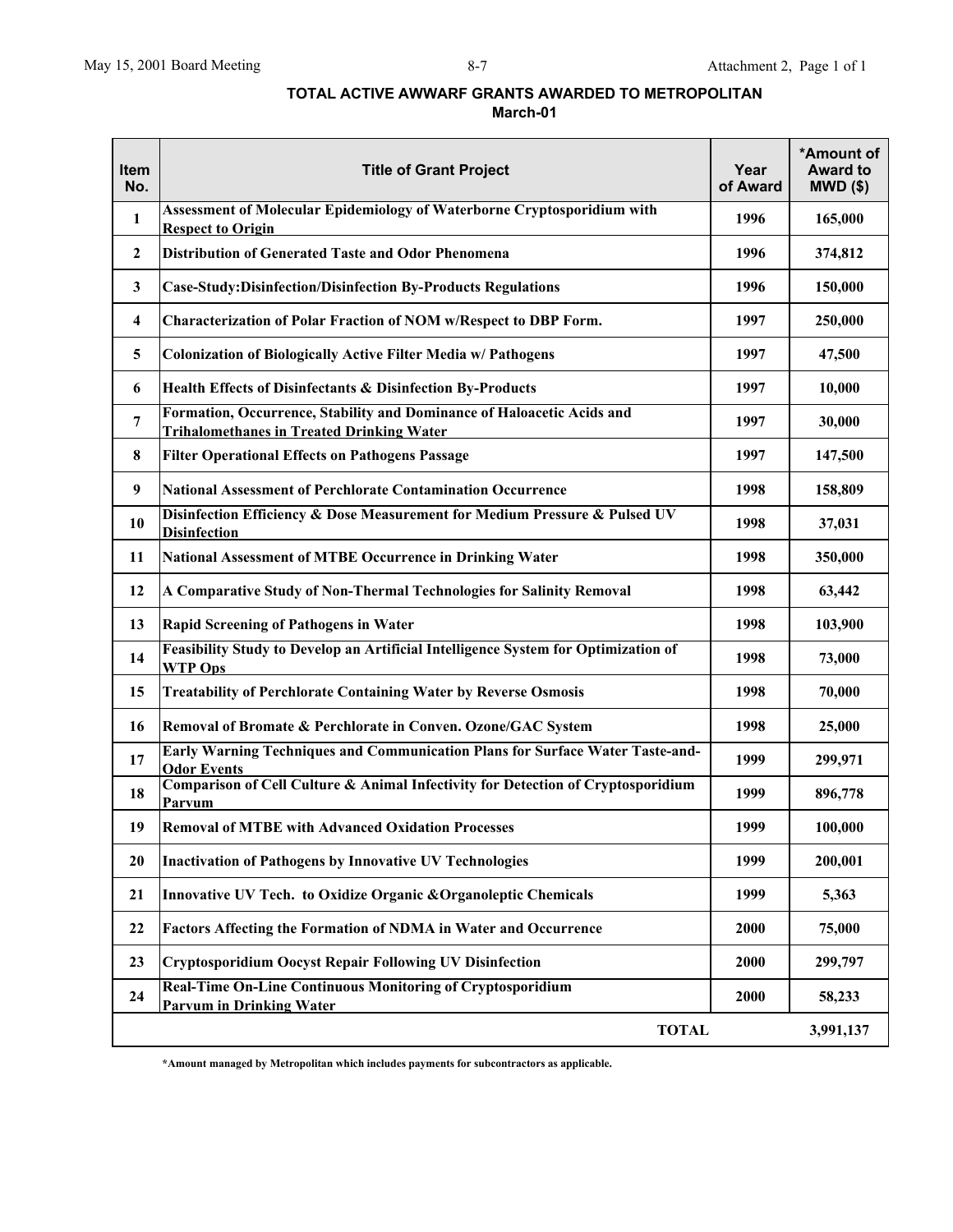**TOTAL ACTIVE AWWARF GRANTS AWARDED TO METROPOLITAN**
**March-01**

| Item No. | Title of Grant Project | Year of Award | *Amount of Award to MWD ($) |
|---|---|---|---|
| 1 | Assessment of Molecular Epidemiology of Waterborne Cryptosporidium with Respect to Origin | 1996 | 165,000 |
| 2 | Distribution of Generated Taste and Odor Phenomena | 1996 | 374,812 |
| 3 | Case-Study:Disinfection/Disinfection By-Products Regulations | 1996 | 150,000 |
| 4 | Characterization of Polar Fraction of NOM w/Respect to DBP Form. | 1997 | 250,000 |
| 5 | Colonization of Biologically Active Filter Media w/ Pathogens | 1997 | 47,500 |
| 6 | Health Effects of Disinfectants & Disinfection By-Products | 1997 | 10,000 |
| 7 | Formation, Occurrence, Stability and Dominance of Haloacetic Acids and Trihalomethanes in Treated Drinking Water | 1997 | 30,000 |
| 8 | Filter Operational Effects on Pathogens Passage | 1997 | 147,500 |
| 9 | National Assessment of Perchlorate Contamination Occurrence | 1998 | 158,809 |
| 10 | Disinfection Efficiency & Dose Measurement for Medium Pressure & Pulsed UV Disinfection | 1998 | 37,031 |
| 11 | National Assessment of MTBE Occurrence in Drinking Water | 1998 | 350,000 |
| 12 | A Comparative Study of Non-Thermal Technologies for Salinity Removal | 1998 | 63,442 |
| 13 | Rapid Screening of Pathogens in Water | 1998 | 103,900 |
| 14 | Feasibility Study to Develop an Artificial Intelligence System for Optimization of WTP Ops | 1998 | 73,000 |
| 15 | Treatability of Perchlorate Containing Water by Reverse Osmosis | 1998 | 70,000 |
| 16 | Removal of Bromate & Perchlorate in Conven. Ozone/GAC System | 1998 | 25,000 |
| 17 | Early Warning Techniques and Communication Plans for Surface Water Taste-and-Odor Events | 1999 | 299,971 |
| 18 | Comparison of Cell Culture & Animal Infectivity for Detection of Cryptosporidium Parvum | 1999 | 896,778 |
| 19 | Removal of MTBE with Advanced Oxidation Processes | 1999 | 100,000 |
| 20 | Inactivation of Pathogens by Innovative UV Technologies | 1999 | 200,001 |
| 21 | Innovative UV Tech. to Oxidize Organic &Organoleptic Chemicals | 1999 | 5,363 |
| 22 | Factors Affecting the Formation of NDMA in Water and Occurrence | 2000 | 75,000 |
| 23 | Cryptosporidium Oocyst Repair Following UV Disinfection | 2000 | 299,797 |
| 24 | Real-Time On-Line Continuous Monitoring of Cryptosporidium Parvum in Drinking Water | 2000 | 58,233 |
| | **TOTAL** | | **3,991,137** |

*Amount managed by Metropolitan which includes payments for subcontractors as applicable.